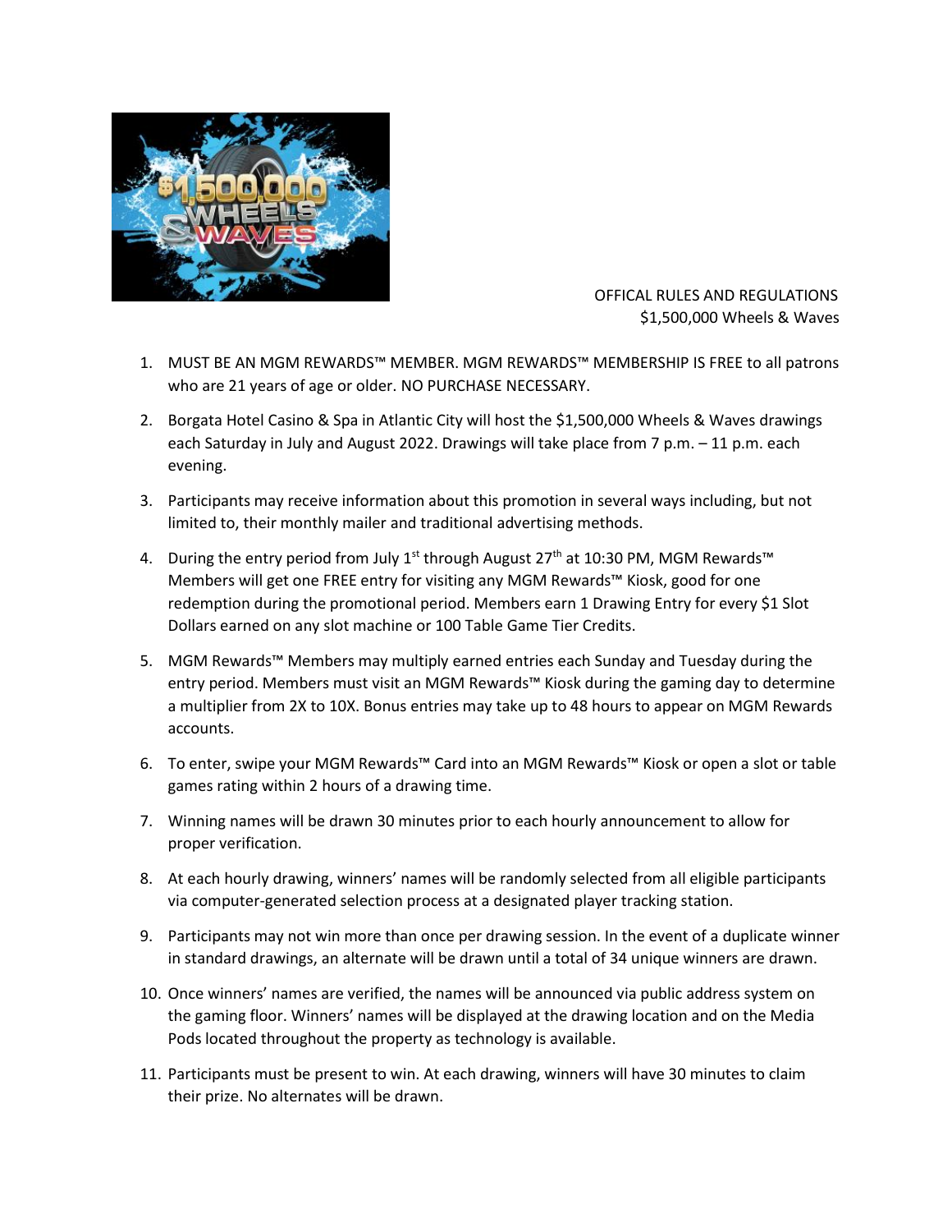OFFICAL RULES AND REGULATIONS
$1,500,000 Wheels & Waves

1. MUST BE AN MGM REWARDS™ MEMBER. MGM REWARDS™ MEMBERSHIP IS FREE to all patrons who are 21 years of age or older. NO PURCHASE NECESSARY.

2. Borgata Hotel Casino & Spa in Atlantic City will host the $1,500,000 Wheels & Waves drawings each Saturday in July and August 2022. Drawings will take place from 7 p.m. – 11 p.m. each evening.

3. Participants may receive information about this promotion in several ways including, but not limited to, their monthly mailer and traditional advertising methods.

4. During the entry period from July 1st through August 27th at 10:30 PM, MGM Rewards™ Members will get one FREE entry for visiting any MGM Rewards™ Kiosk, good for one redemption during the promotional period. Members earn 1 Drawing Entry for every $1 Slot Dollars earned on any slot machine or 100 Table Game Tier Credits.

5. MGM Rewards™ Members may multiply earned entries each Sunday and Tuesday during the entry period. Members must visit an MGM Rewards™ Kiosk during the gaming day to determine a multiplier from 2X to 10X. Bonus entries may take up to 48 hours to appear on MGM Rewards accounts.

6. To enter, swipe your MGM Rewards™ Card into an MGM Rewards™ Kiosk or open a slot or table games rating within 2 hours of a drawing time.

7. Winning names will be drawn 30 minutes prior to each hourly announcement to allow for proper verification.

8. At each hourly drawing, winners' names will be randomly selected from all eligible participants via computer-generated selection process at a designated player tracking station.

9. Participants may not win more than once per drawing session. In the event of a duplicate winner in standard drawings, an alternate will be drawn until a total of 34 unique winners are drawn.

10. Once winners' names are verified, the names will be announced via public address system on the gaming floor. Winners' names will be displayed at the drawing location and on the Media Pods located throughout the property as technology is available.

11. Participants must be present to win. At each drawing, winners will have 30 minutes to claim their prize. No alternates will be drawn.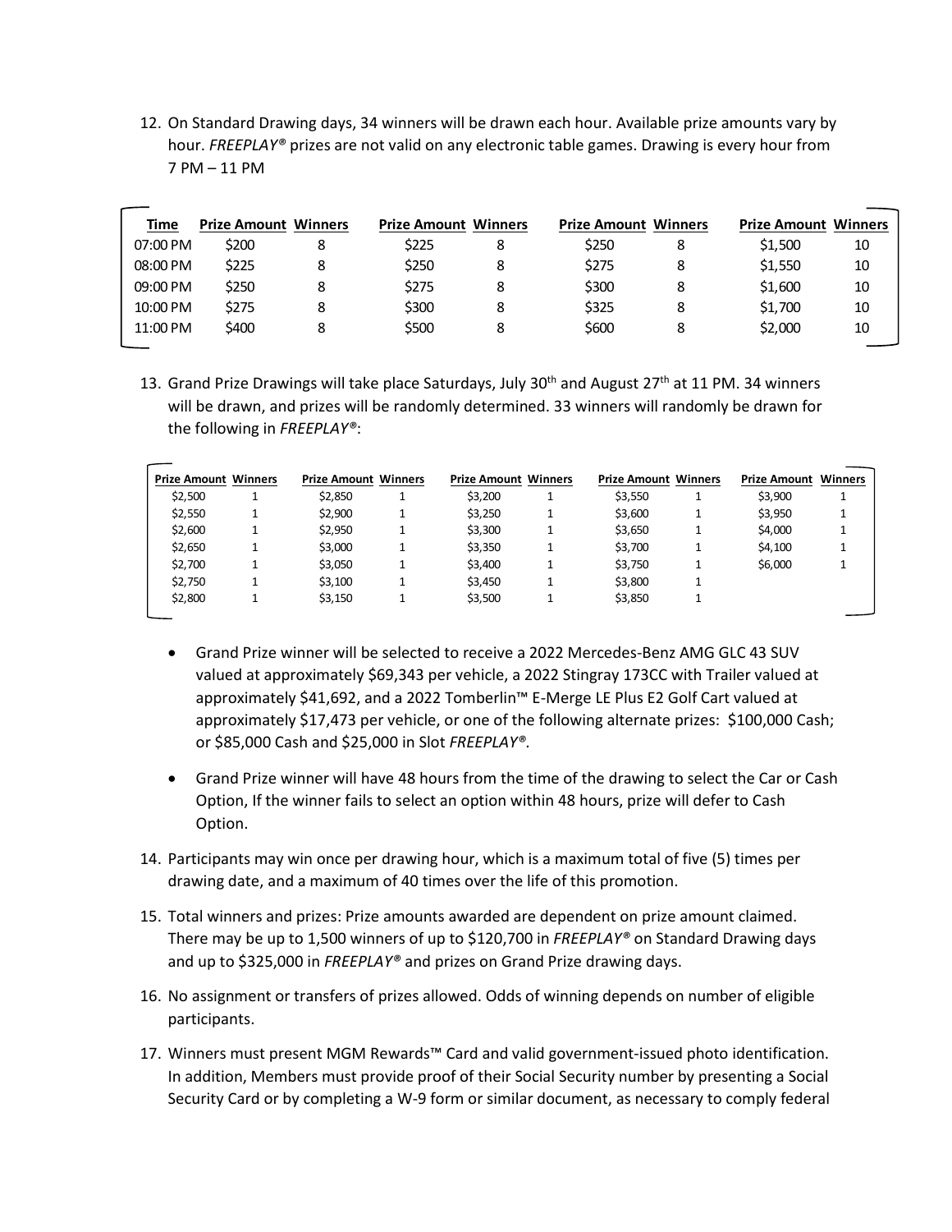12. On Standard Drawing days, 34 winners will be drawn each hour. Available prize amounts vary by hour. *FREEPLAY®* prizes are not valid on any electronic table games. Drawing is every hour from 7 PM – 11 PM

| Time | Prize Amount | Winners | Prize Amount | Winners | Prize Amount | Winners | Prize Amount | Winners |
|---|---|---|---|---|---|---|---|---|
| 07:00 PM | $200 | 8 | $225 | 8 | $250 | 8 | $1,500 | 10 |
| 08:00 PM | $225 | 8 | $250 | 8 | $275 | 8 | $1,550 | 10 |
| 09:00 PM | $250 | 8 | $275 | 8 | $300 | 8 | $1,600 | 10 |
| 10:00 PM | $275 | 8 | $300 | 8 | $325 | 8 | $1,700 | 10 |
| 11:00 PM | $400 | 8 | $500 | 8 | $600 | 8 | $2,000 | 10 |

13. Grand Prize Drawings will take place Saturdays, July 30th and August 27th at 11 PM. 34 winners will be drawn, and prizes will be randomly determined. 33 winners will randomly be drawn for the following in *FREEPLAY®*:

| Prize Amount | Winners | Prize Amount | Winners | Prize Amount | Winners | Prize Amount | Winners | Prize Amount | Winners |
|---|---|---|---|---|---|---|---|---|---|
| $2,500 | 1 | $2,850 | 1 | $3,200 | 1 | $3,550 | 1 | $3,900 | 1 |
| $2,550 | 1 | $2,900 | 1 | $3,250 | 1 | $3,600 | 1 | $3,950 | 1 |
| $2,600 | 1 | $2,950 | 1 | $3,300 | 1 | $3,650 | 1 | $4,000 | 1 |
| $2,650 | 1 | $3,000 | 1 | $3,350 | 1 | $3,700 | 1 | $4,100 | 1 |
| $2,700 | 1 | $3,050 | 1 | $3,400 | 1 | $3,750 | 1 | $6,000 | 1 |
| $2,750 | 1 | $3,100 | 1 | $3,450 | 1 | $3,800 | 1 | | |
| $2,800 | 1 | $3,150 | 1 | $3,500 | 1 | $3,850 | 1 | | |

- Grand Prize winner will be selected to receive a 2022 Mercedes-Benz AMG GLC 43 SUV valued at approximately $69,343 per vehicle, a 2022 Stingray 173CC with Trailer valued at approximately $41,692, and a 2022 Tomberlin™ E-Merge LE Plus E2 Golf Cart valued at approximately $17,473 per vehicle, or one of the following alternate prizes: $100,000 Cash; or $85,000 Cash and $25,000 in Slot *FREEPLAY®*.
- Grand Prize winner will have 48 hours from the time of the drawing to select the Car or Cash Option, If the winner fails to select an option within 48 hours, prize will defer to Cash Option.

14. Participants may win once per drawing hour, which is a maximum total of five (5) times per drawing date, and a maximum of 40 times over the life of this promotion.
15. Total winners and prizes: Prize amounts awarded are dependent on prize amount claimed. There may be up to 1,500 winners of up to $120,700 in *FREEPLAY®* on Standard Drawing days and up to $325,000 in *FREEPLAY®* and prizes on Grand Prize drawing days.
16. No assignment or transfers of prizes allowed. Odds of winning depends on number of eligible participants.
17. Winners must present MGM Rewards™ Card and valid government-issued photo identification. In addition, Members must provide proof of their Social Security number by presenting a Social Security Card or by completing a W-9 form or similar document, as necessary to comply federal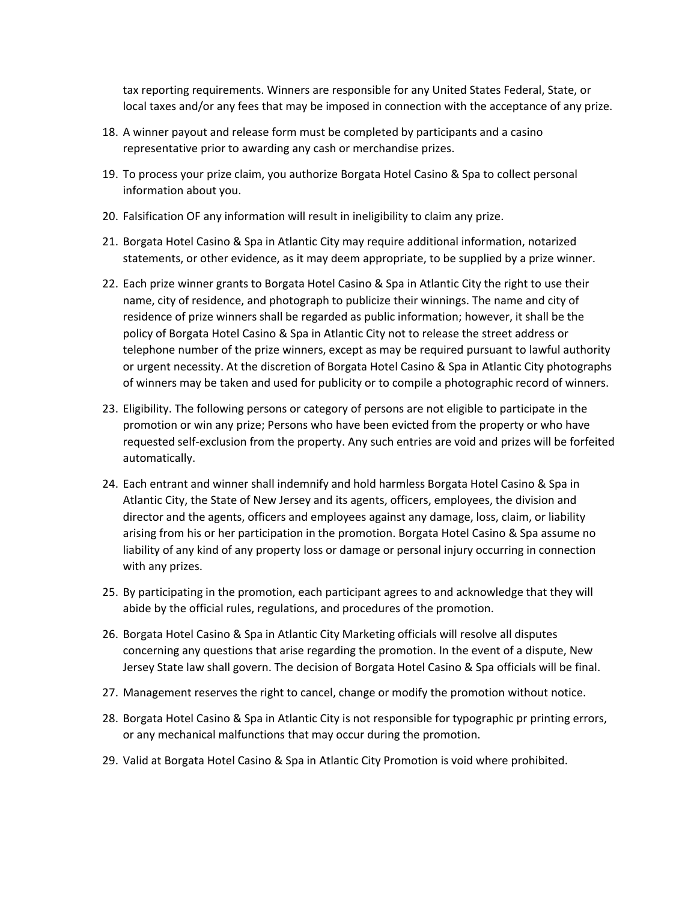tax reporting requirements. Winners are responsible for any United States Federal, State, or local taxes and/or any fees that may be imposed in connection with the acceptance of any prize.

18. A winner payout and release form must be completed by participants and a casino representative prior to awarding any cash or merchandise prizes.

19. To process your prize claim, you authorize Borgata Hotel Casino & Spa to collect personal information about you.

20. Falsification OF any information will result in ineligibility to claim any prize.

21. Borgata Hotel Casino & Spa in Atlantic City may require additional information, notarized statements, or other evidence, as it may deem appropriate, to be supplied by a prize winner.

22. Each prize winner grants to Borgata Hotel Casino & Spa in Atlantic City the right to use their name, city of residence, and photograph to publicize their winnings. The name and city of residence of prize winners shall be regarded as public information; however, it shall be the policy of Borgata Hotel Casino & Spa in Atlantic City not to release the street address or telephone number of the prize winners, except as may be required pursuant to lawful authority or urgent necessity. At the discretion of Borgata Hotel Casino & Spa in Atlantic City photographs of winners may be taken and used for publicity or to compile a photographic record of winners.

23. Eligibility. The following persons or category of persons are not eligible to participate in the promotion or win any prize; Persons who have been evicted from the property or who have requested self-exclusion from the property. Any such entries are void and prizes will be forfeited automatically.

24. Each entrant and winner shall indemnify and hold harmless Borgata Hotel Casino & Spa in Atlantic City, the State of New Jersey and its agents, officers, employees, the division and director and the agents, officers and employees against any damage, loss, claim, or liability arising from his or her participation in the promotion. Borgata Hotel Casino & Spa assume no liability of any kind of any property loss or damage or personal injury occurring in connection with any prizes.

25. By participating in the promotion, each participant agrees to and acknowledge that they will abide by the official rules, regulations, and procedures of the promotion.

26. Borgata Hotel Casino & Spa in Atlantic City Marketing officials will resolve all disputes concerning any questions that arise regarding the promotion. In the event of a dispute, New Jersey State law shall govern. The decision of Borgata Hotel Casino & Spa officials will be final.

27. Management reserves the right to cancel, change or modify the promotion without notice.

28. Borgata Hotel Casino & Spa in Atlantic City is not responsible for typographic pr printing errors, or any mechanical malfunctions that may occur during the promotion.

29. Valid at Borgata Hotel Casino & Spa in Atlantic City Promotion is void where prohibited.